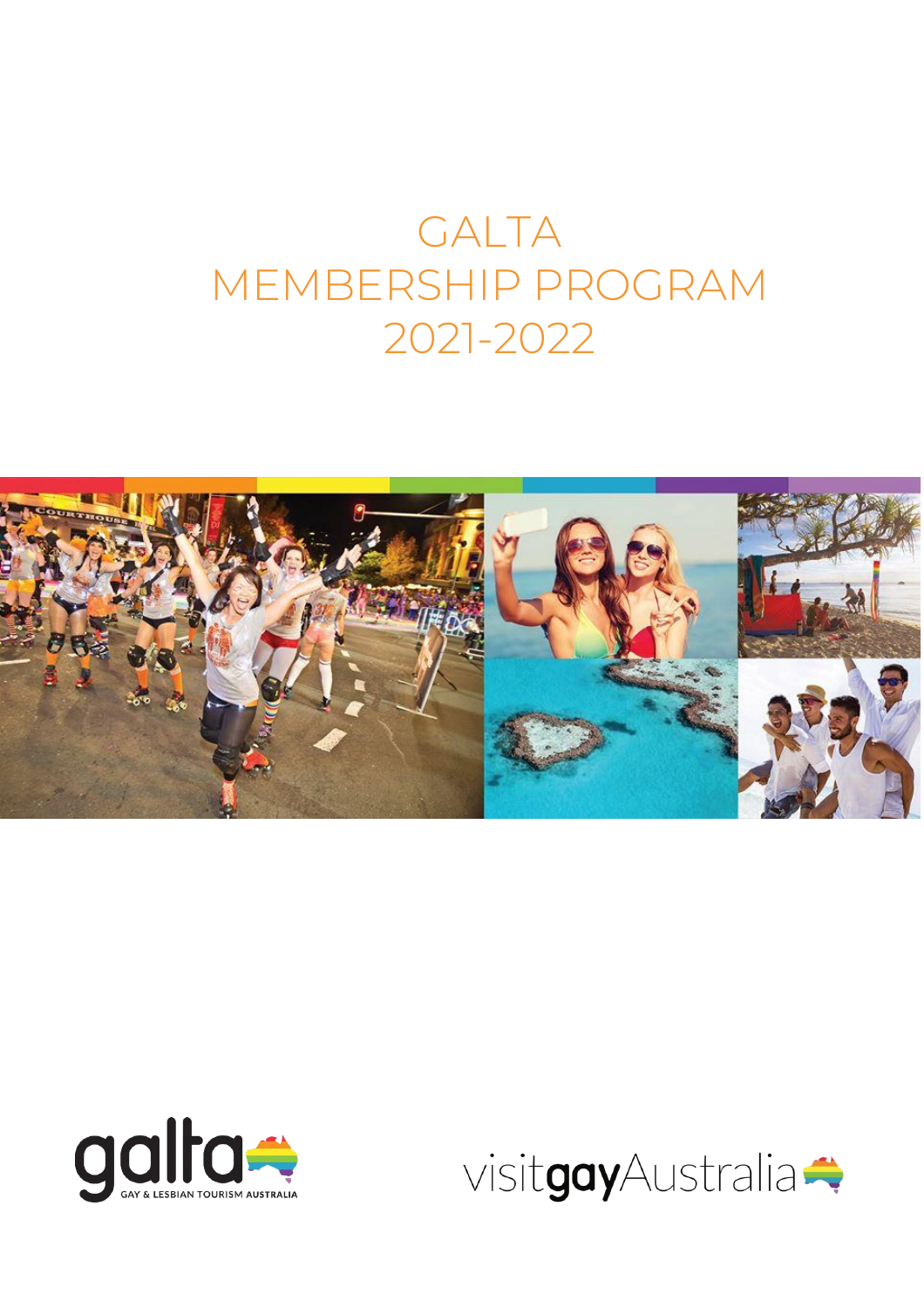# GALTA MEMBERSHIP PROGRAM 2021-2022

galta GAY & LESBIAN TOURISM AUSTRALIA

visitgayAustralia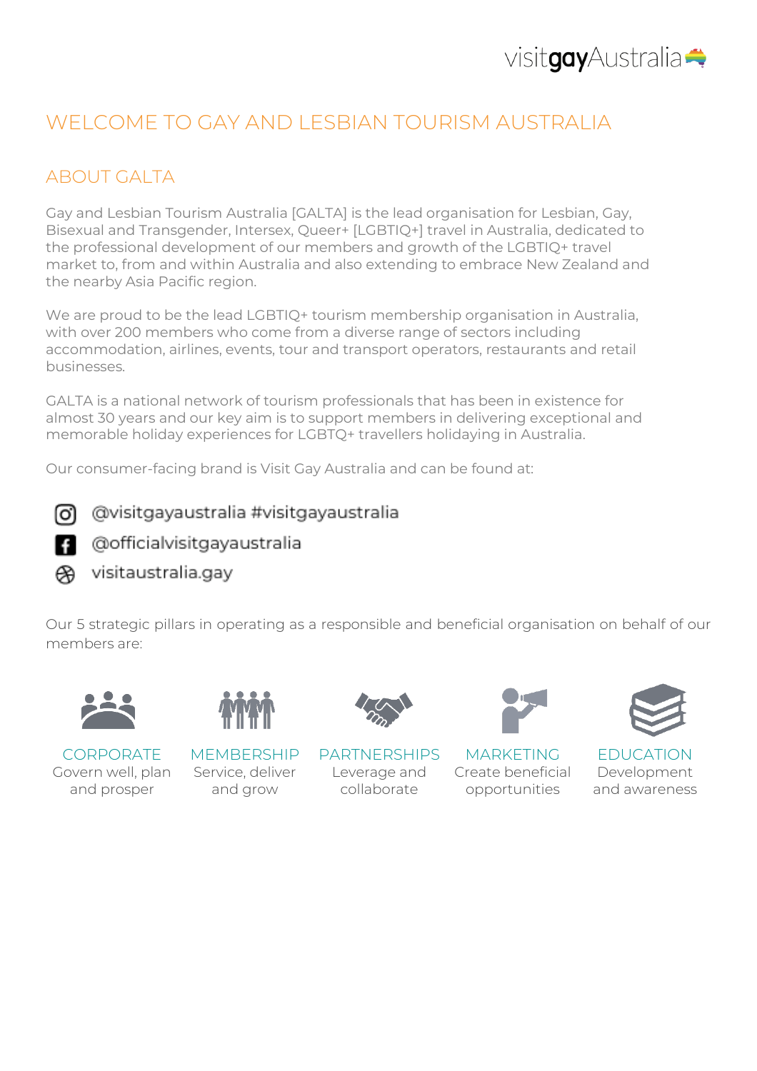# WELCOME TO GAY AND LESBIAN TOURISM AUSTRALIA

## ABOUT GALTA

Gay and Lesbian Tourism Australia [GALTA] is the lead organisation for Lesbian, Gay, Bisexual and Transgender, Intersex, Queer+ [LGBTIQ+] travel in Australia, dedicated to the professional development of our members and growth of the LGBTIQ+ travel market to, from and within Australia and also extending to embrace New Zealand and the nearby Asia Pacific region.

We are proud to be the lead LGBTIQ+ tourism membership organisation in Australia, with over 200 members who come from a diverse range of sectors including accommodation, airlines, events, tour and transport operators, restaurants and retail businesses.

GALTA is a national network of tourism professionals that has been in existence for almost 30 years and our key aim is to support members in delivering exceptional and memorable holiday experiences for LGBTQ+ travellers holidaying in Australia.

Our consumer-facing brand is Visit Gay Australia and can be found at:

- @visitgayaustralia #visitgayaustralia
- @officialvisitgayaustralia
- visitaustralia.gay

Our 5 strategic pillars in operating as a responsible and beneficial organisation on behalf of our members are:

- **CORPORATE** Govern well, plan and prosper
- **MEMBERSHIP** Service, deliver and grow
- **PARTNERSHIPS** Leverage and collaborate
- **MARKETING** Create beneficial opportunities
- **EDUCATION** Development and awareness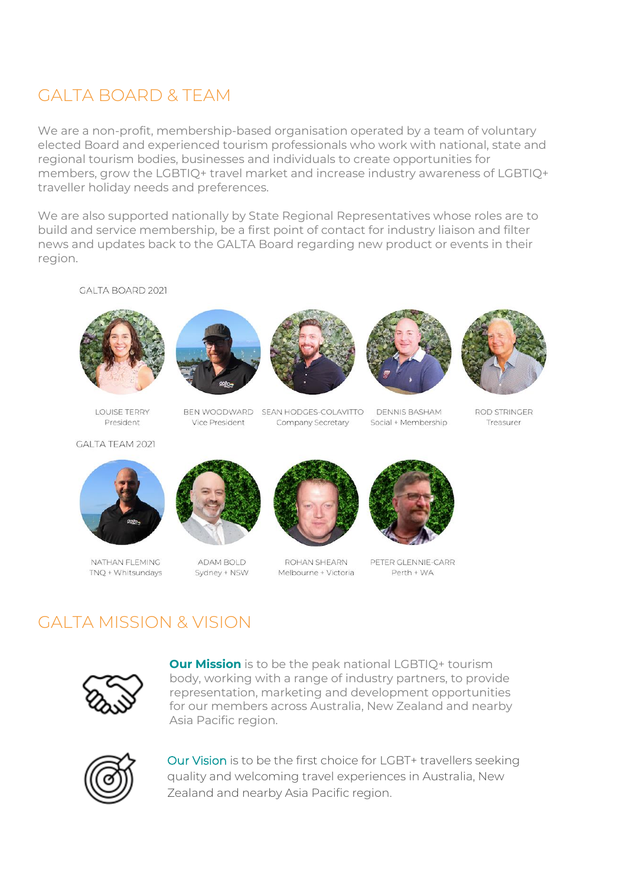# GALTA BOARD & TEAM

We are a non-profit, membership-based organisation operated by a team of voluntary elected Board and experienced tourism professionals who work with national, state and regional tourism bodies, businesses and individuals to create opportunities for members, grow the LGBTIQ+ travel market and increase industry awareness of LGBTIQ+ traveller holiday needs and preferences.

We are also supported nationally by State Regional Representatives whose roles are to build and service membership, be a first point of contact for industry liaison and filter news and updates back to the GALTA Board regarding new product or events in their region.

GALTA BOARD 2021

LOUISE TERRY
President

BEN WOODWARD
Vice President

SEAN HODGES-COLAVITTO
Company Secretary

DENNIS BASHAM
Social + Membership

ROD STRINGER
Treasurer

GALTA TEAM 2021

NATHAN FLEMING
TNQ + Whitsundays

ADAM BOLD
Sydney + NSW

ROHAN SHEARN
Melbourne + Victoria

PETER GLENNIE-CARR
Perth + WA

# GALTA MISSION & VISION

**Our Mission** is to be the peak national LGBTIQ+ tourism body, working with a range of industry partners, to provide representation, marketing and development opportunities for our members across Australia, New Zealand and nearby Asia Pacific region.

Our Vision is to be the first choice for LGBT+ travellers seeking quality and welcoming travel experiences in Australia, New Zealand and nearby Asia Pacific region.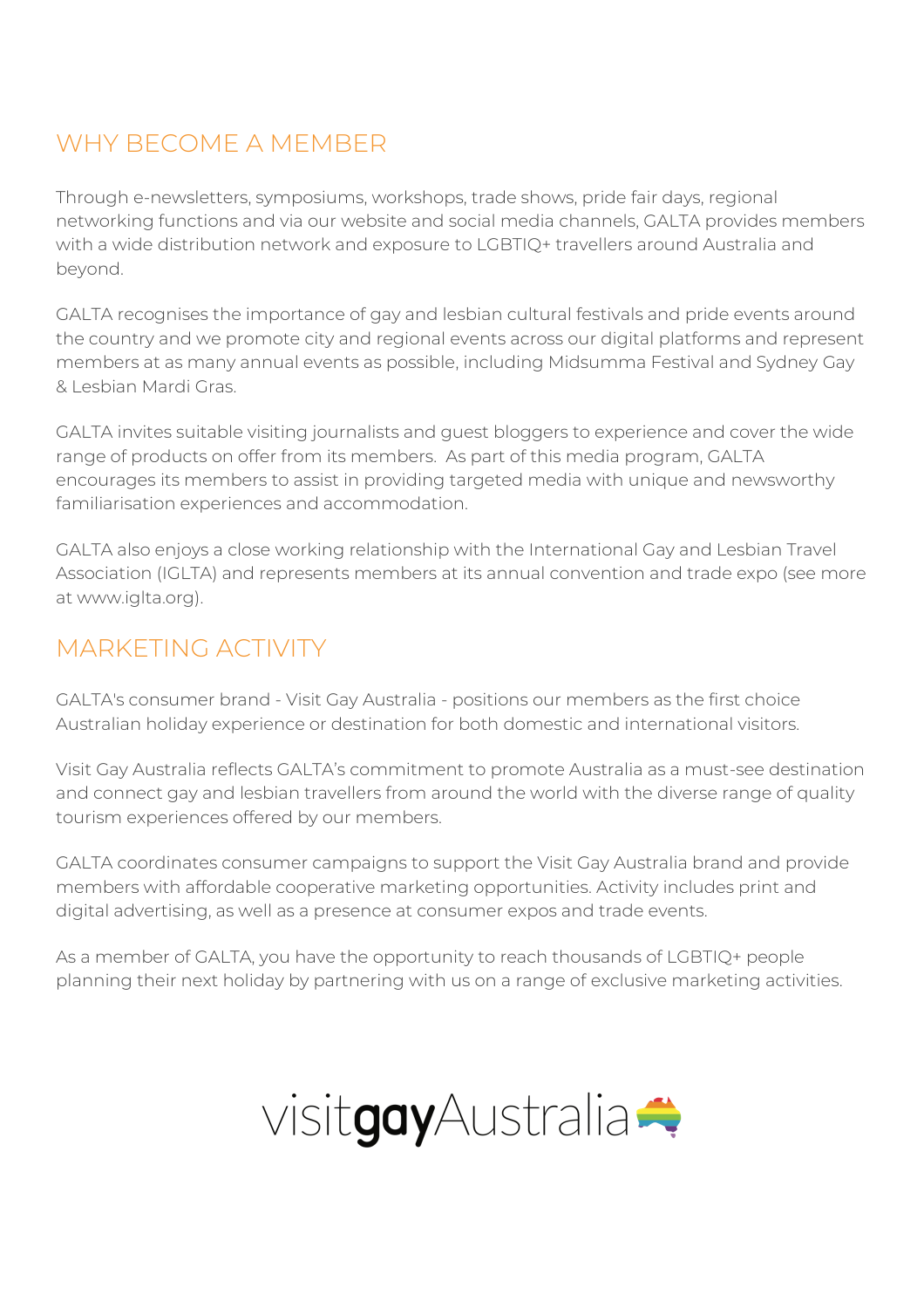## WHY BECOME A MEMBER

Through e-newsletters, symposiums, workshops, trade shows, pride fair days, regional networking functions and via our website and social media channels, GALTA provides members with a wide distribution network and exposure to LGBTIQ+ travellers around Australia and beyond.

GALTA recognises the importance of gay and lesbian cultural festivals and pride events around the country and we promote city and regional events across our digital platforms and represent members at as many annual events as possible, including Midsumma Festival and Sydney Gay & Lesbian Mardi Gras.

GALTA invites suitable visiting journalists and guest bloggers to experience and cover the wide range of products on offer from its members. As part of this media program, GALTA encourages its members to assist in providing targeted media with unique and newsworthy familiarisation experiences and accommodation.

GALTA also enjoys a close working relationship with the International Gay and Lesbian Travel Association (IGLTA) and represents members at its annual convention and trade expo (see more at www.iglta.org).

## MARKETING ACTIVITY

GALTA's consumer brand - Visit Gay Australia - positions our members as the first choice Australian holiday experience or destination for both domestic and international visitors.

Visit Gay Australia reflects GALTA's commitment to promote Australia as a must-see destination and connect gay and lesbian travellers from around the world with the diverse range of quality tourism experiences offered by our members.

GALTA coordinates consumer campaigns to support the Visit Gay Australia brand and provide members with affordable cooperative marketing opportunities. Activity includes print and digital advertising, as well as a presence at consumer expos and trade events.

As a member of GALTA, you have the opportunity to reach thousands of LGBTIQ+ people planning their next holiday by partnering with us on a range of exclusive marketing activities.

visit**gay**Australia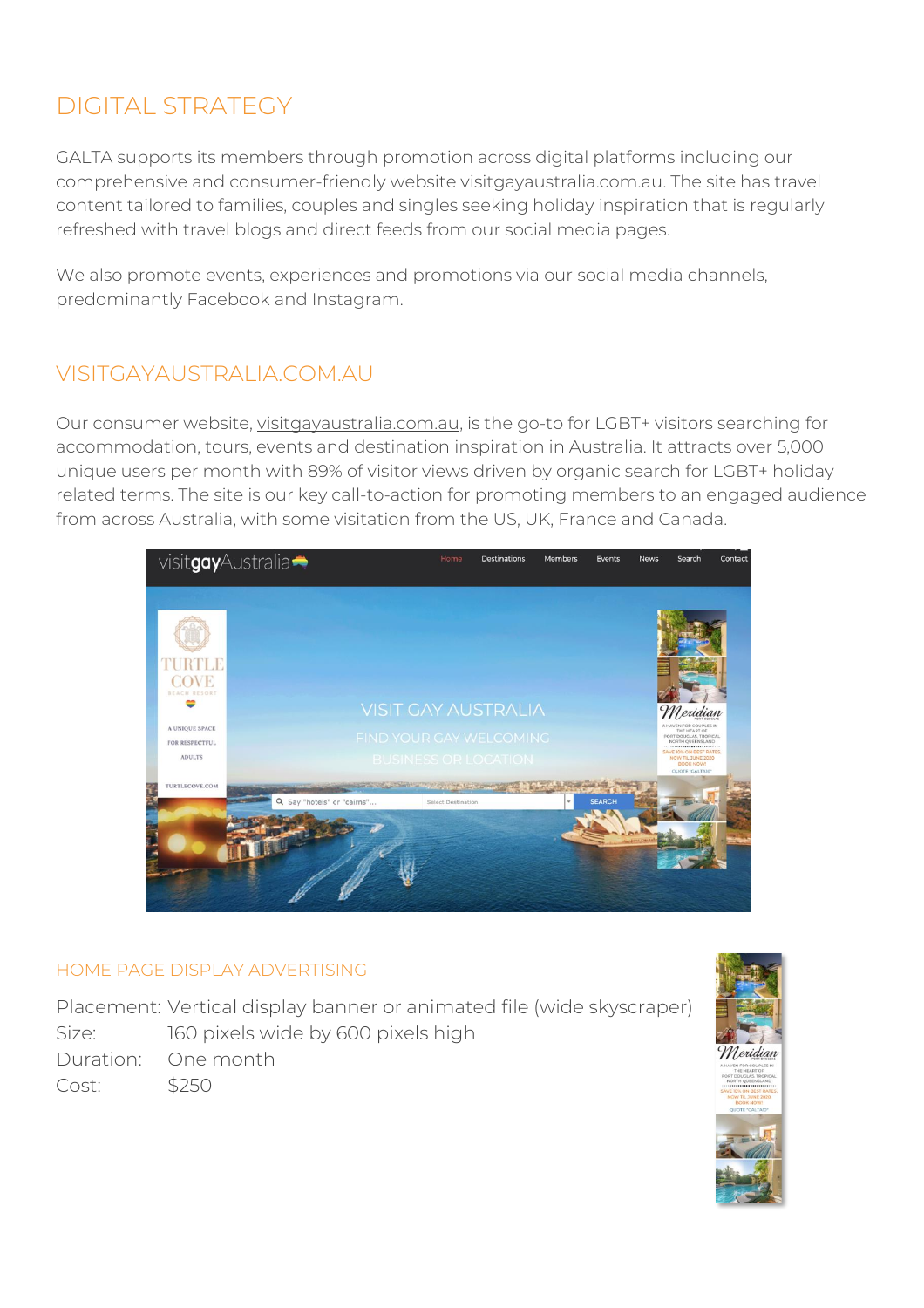# DIGITAL STRATEGY

GALTA supports its members through promotion across digital platforms including our comprehensive and consumer-friendly website visitgayaustralia.com.au. The site has travel content tailored to families, couples and singles seeking holiday inspiration that is regularly refreshed with travel blogs and direct feeds from our social media pages.

We also promote events, experiences and promotions via our social media channels, predominantly Facebook and Instagram.

# VISITGAYAUSTRALIA.COM.AU

Our consumer website, visitgayaustralia.com.au, is the go-to for LGBT+ visitors searching for accommodation, tours, events and destination inspiration in Australia. It attracts over 5,000 unique users per month with 89% of visitor views driven by organic search for LGBT+ holiday related terms. The site is our key call-to-action for promoting members to an engaged audience from across Australia, with some visitation from the US, UK, France and Canada.

## HOME PAGE DISPLAY ADVERTISING

Placement: Vertical display banner or animated file (wide skyscraper)
Size: 160 pixels wide by 600 pixels high
Duration: One month
Cost: $250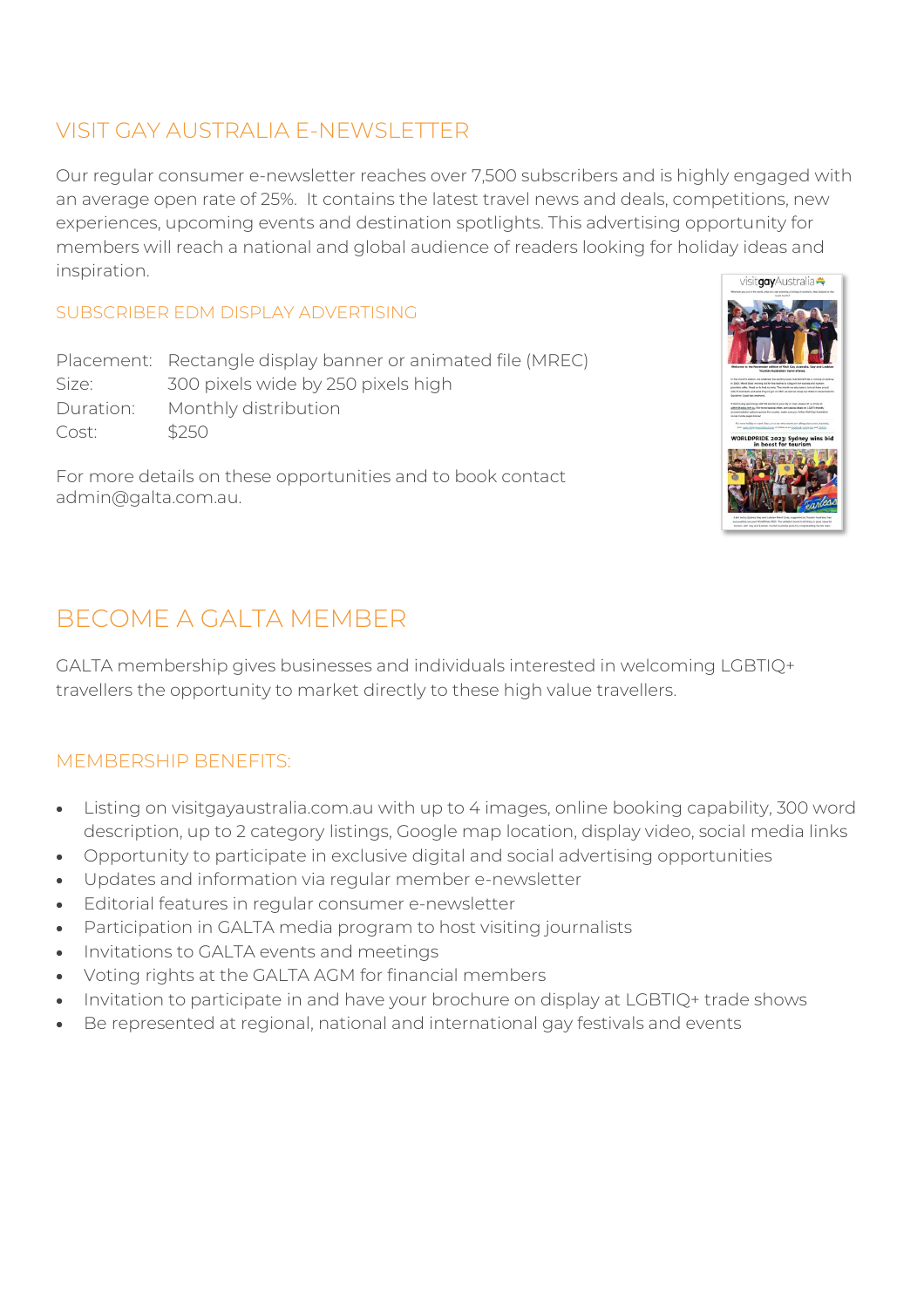## VISIT GAY AUSTRALIA E-NEWSLETTER

Our regular consumer e-newsletter reaches over 7,500 subscribers and is highly engaged with an average open rate of 25%. It contains the latest travel news and deals, competitions, new experiences, upcoming events and destination spotlights. This advertising opportunity for members will reach a national and global audience of readers looking for holiday ideas and inspiration.

### SUBSCRIBER EDM DISPLAY ADVERTISING

| | |
|---|---|
| Placement: | Rectangle display banner or animated file (MREC) |
| Size: | 300 pixels wide by 250 pixels high |
| Duration: | Monthly distribution |
| Cost: | $250 |

For more details on these opportunities and to book contact admin@galta.com.au.

## BECOME A GALTA MEMBER

GALTA membership gives businesses and individuals interested in welcoming LGBTIQ+ travellers the opportunity to market directly to these high value travellers.

### MEMBERSHIP BENEFITS:

- Listing on visitgayaustralia.com.au with up to 4 images, online booking capability, 300 word description, up to 2 category listings, Google map location, display video, social media links
- Opportunity to participate in exclusive digital and social advertising opportunities
- Updates and information via regular member e-newsletter
- Editorial features in regular consumer e-newsletter
- Participation in GALTA media program to host visiting journalists
- Invitations to GALTA events and meetings
- Voting rights at the GALTA AGM for financial members
- Invitation to participate in and have your brochure on display at LGBTIQ+ trade shows
- Be represented at regional, national and international gay festivals and events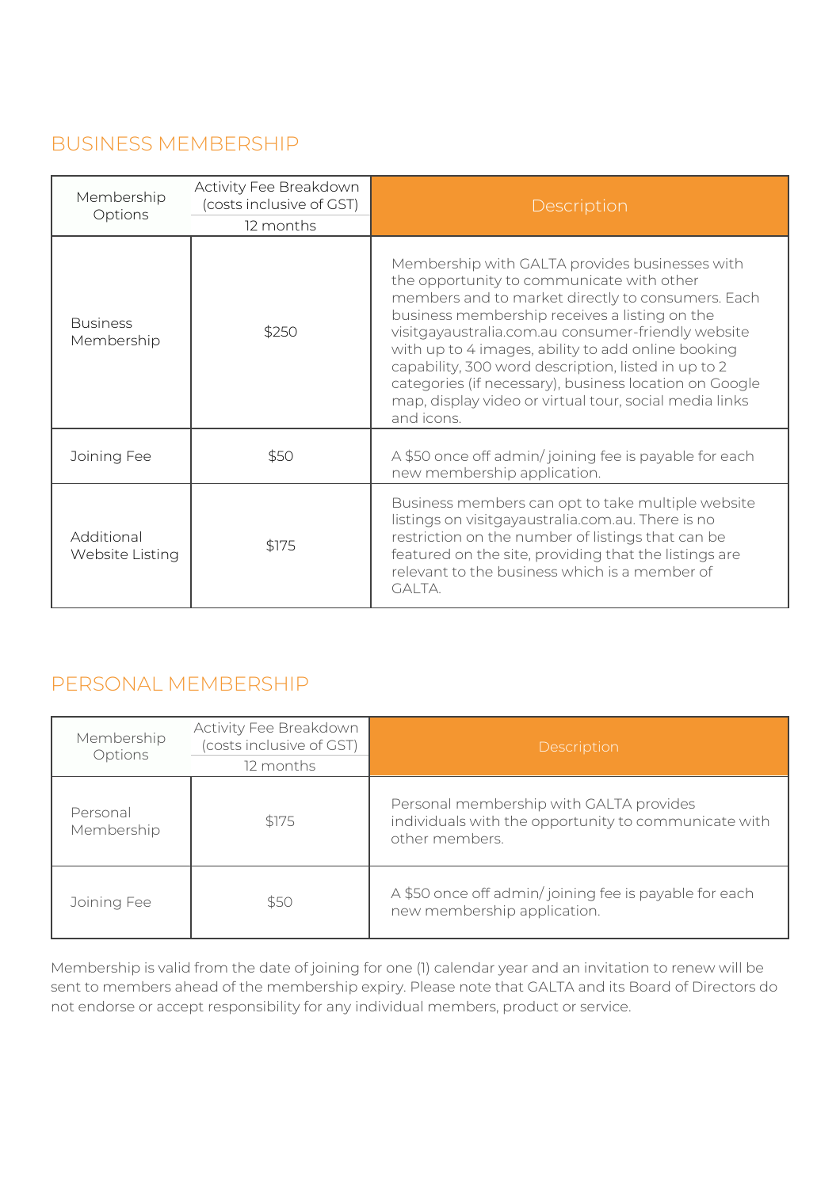## BUSINESS MEMBERSHIP

| Membership Options | Activity Fee Breakdown (costs inclusive of GST) | Description |
|---|---|---|
| | 12 months | |
| Business Membership | $250 | Membership with GALTA provides businesses with the opportunity to communicate with other members and to market directly to consumers. Each business membership receives a listing on the visitgayaustralia.com.au consumer-friendly website with up to 4 images, ability to add online booking capability, 300 word description, listed in up to 2 categories (if necessary), business location on Google map, display video or virtual tour, social media links and icons. |
| Joining Fee | $50 | A $50 once off admin/ joining fee is payable for each new membership application. |
| Additional Website Listing | $175 | Business members can opt to take multiple website listings on visitgayaustralia.com.au. There is no restriction on the number of listings that can be featured on the site, providing that the listings are relevant to the business which is a member of GALTA. |

## PERSONAL MEMBERSHIP

| Membership Options | Activity Fee Breakdown (costs inclusive of GST) | Description |
|---|---|---|
| | 12 months | |
| Personal Membership | $175 | Personal membership with GALTA provides individuals with the opportunity to communicate with other members. |
| Joining Fee | $50 | A $50 once off admin/ joining fee is payable for each new membership application. |

Membership is valid from the date of joining for one (1) calendar year and an invitation to renew will be sent to members ahead of the membership expiry. Please note that GALTA and its Board of Directors do not endorse or accept responsibility for any individual members, product or service.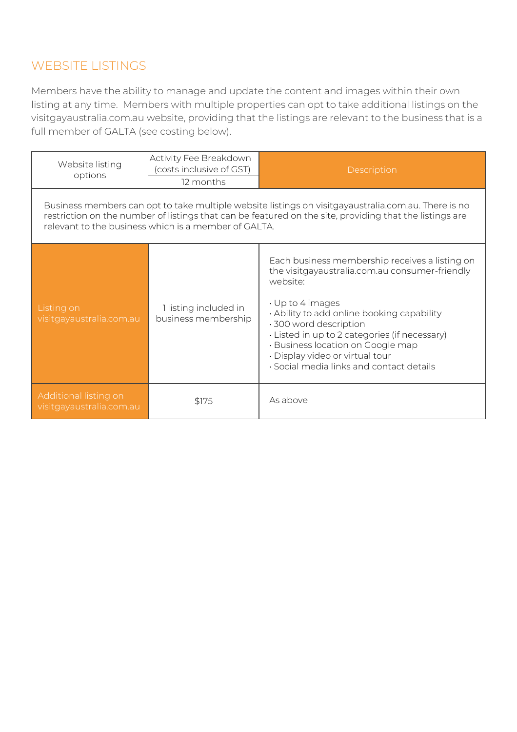## WEBSITE LISTINGS

Members have the ability to manage and update the content and images within their own listing at any time. Members with multiple properties can opt to take additional listings on the visitgayaustralia.com.au website, providing that the listings are relevant to the business that is a full member of GALTA (see costing below).

| Website listing options | Activity Fee Breakdown (costs inclusive of GST) 12 months | Description |
|---|---|---|
| Business members can opt to take multiple website listings on visitgayaustralia.com.au. There is no restriction on the number of listings that can be featured on the site, providing that the listings are relevant to the business which is a member of GALTA. | | |
| Listing on visitgayaustralia.com.au | 1 listing included in business membership | Each business membership receives a listing on the visitgayaustralia.com.au consumer-friendly website:<br><br>· Up to 4 images<br>· Ability to add online booking capability<br>· 300 word description<br>· Listed in up to 2 categories (if necessary)<br>· Business location on Google map<br>· Display video or virtual tour<br>· Social media links and contact details |
| Additional listing on visitgayaustralia.com.au | $175 | As above |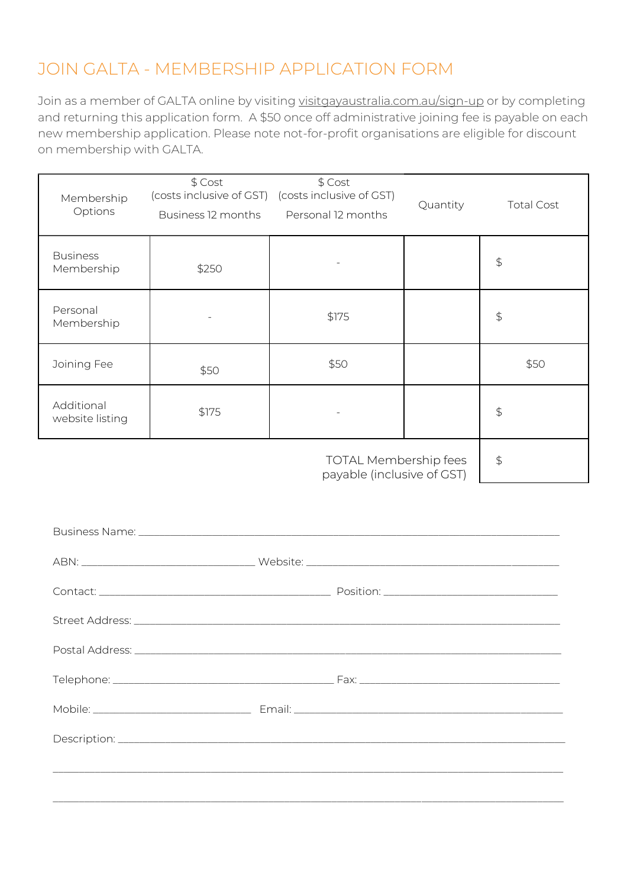# JOIN GALTA - MEMBERSHIP APPLICATION FORM

Join as a member of GALTA online by visiting visitgayaustralia.com.au/sign-up or by completing and returning this application form. A $50 once off administrative joining fee is payable on each new membership application. Please note not-for-profit organisations are eligible for discount on membership with GALTA.

| Membership Options | $ Cost (costs inclusive of GST) Business 12 months | $ Cost (costs inclusive of GST) Personal 12 months | Quantity | Total Cost |
|---|---|---|---|---|
| Business Membership | $250 | - | | $ |
| Personal Membership | - | $175 | | $ |
| Joining Fee | $50 | $50 | | $50 |
| Additional website listing | $175 | - | | $ |
| | | TOTAL Membership fees payable (inclusive of GST) | | $ |

Business Name: ______________________________________________________________

ABN: ________________________ Website: ___________________________________

Contact: ________________________________ Position: ________________________

Street Address: _______________________________________________________________

Postal Address: _______________________________________________________________

Telephone: ______________________________ Fax: ____________________________

Mobile: ______________________ Email: ____________________________________

Description: __________________________________________________________________

_____________________________________________________________________________

_____________________________________________________________________________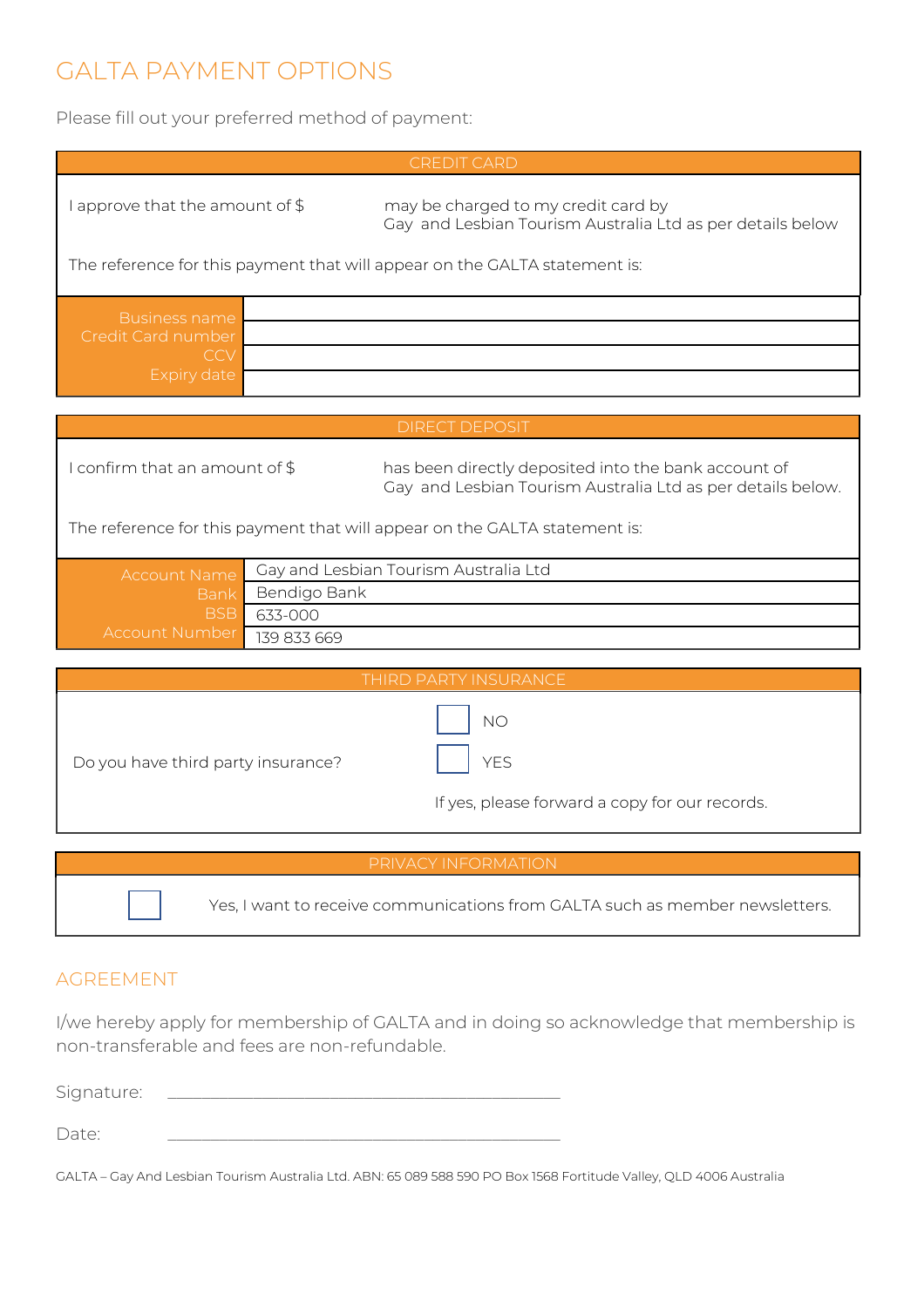# GALTA PAYMENT OPTIONS

Please fill out your preferred method of payment:

## CREDIT CARD

I approve that the amount of $ may be charged to my credit card by Gay and Lesbian Tourism Australia Ltd as per details below

The reference for this payment that will appear on the GALTA statement is:

| | |
|---|---|
| Business name | |
| Credit Card number | |
| CCV | |
| Expiry date | |

## DIRECT DEPOSIT

I confirm that an amount of $ has been directly deposited into the bank account of Gay and Lesbian Tourism Australia Ltd as per details below.

The reference for this payment that will appear on the GALTA statement is:

| | |
|---|---|
| Account Name | Gay and Lesbian Tourism Australia Ltd |
| Bank | Bendigo Bank |
| BSB | 633-000 |
| Account Number | 139 833 669 |

## THIRD PARTY INSURANCE

Do you have third party insurance?

☐ NO

☐ YES

If yes, please forward a copy for our records.

## PRIVACY INFORMATION

☐ Yes, I want to receive communications from GALTA such as member newsletters.

## AGREEMENT

I/we hereby apply for membership of GALTA and in doing so acknowledge that membership is non-transferable and fees are non-refundable.

Signature: ______________________________

Date: ______________________________

GALTA – Gay And Lesbian Tourism Australia Ltd. ABN: 65 089 588 590 PO Box 1568 Fortitude Valley, QLD 4006 Australia